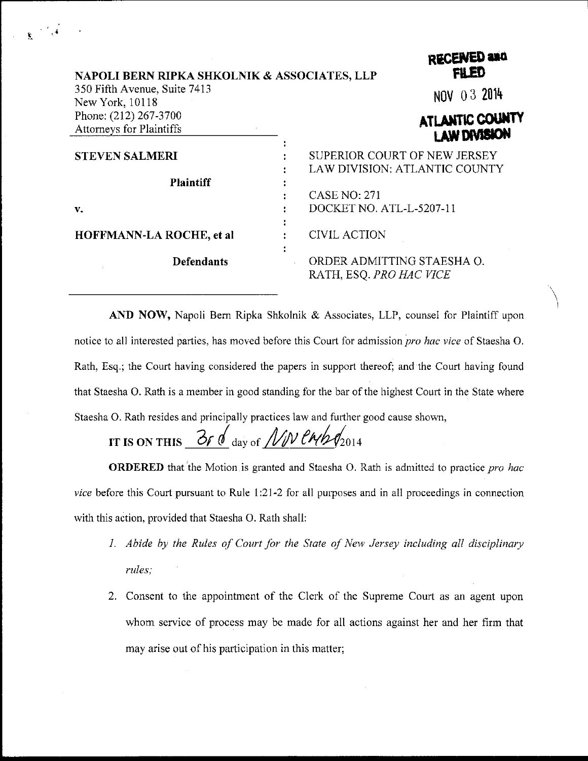NAPOLI BERN RIPKA SHKOLNIK & ASSOCIATES, LLP
350 Fifth Avenue, Suite 7413
New York, 10118
Phone: (212) 267-3700
Attorneys for Plaintiffs

**RECEIVED and FILED**
NOV 03 2014
**ATLANTIC COUNTY LAW DIVISION**

| | |
|---|---|
| **STEVEN SALMERI** | SUPERIOR COURT OF NEW JERSEY LAW DIVISION: ATLANTIC COUNTY |
| **Plaintiff** | |
| | CASE NO: 271 |
| **v.** | DOCKET NO. ATL-L-5207-11 |
| **HOFFMANN-LA ROCHE, et al** | CIVIL ACTION |
| **Defendants** | ORDER ADMITTING STAESHA O. RATH, ESQ. *PRO HAC VICE* |

**AND NOW,** Napoli Bern Ripka Shkolnik & Associates, LLP, counsel for Plaintiff upon notice to all interested parties, has moved before this Court for admission *pro hac vice* of Staesha O. Rath, Esq.; the Court having considered the papers in support thereof; and the Court having found that Staesha O. Rath is a member in good standing for the bar of the highest Court in the State where Staesha O. Rath resides and principally practices law and further good cause shown,

**IT IS ON THIS** 3rd day of November 2014

**ORDERED** that the Motion is granted and Staesha O. Rath is admitted to practice *pro hac vice* before this Court pursuant to Rule 1:21-2 for all purposes and in all proceedings in connection with this action, provided that Staesha O. Rath shall:

1. *Abide by the Rules of Court for the State of New Jersey including all disciplinary rules;*
2. Consent to the appointment of the Clerk of the Supreme Court as an agent upon whom service of process may be made for all actions against her and her firm that may arise out of his participation in this matter;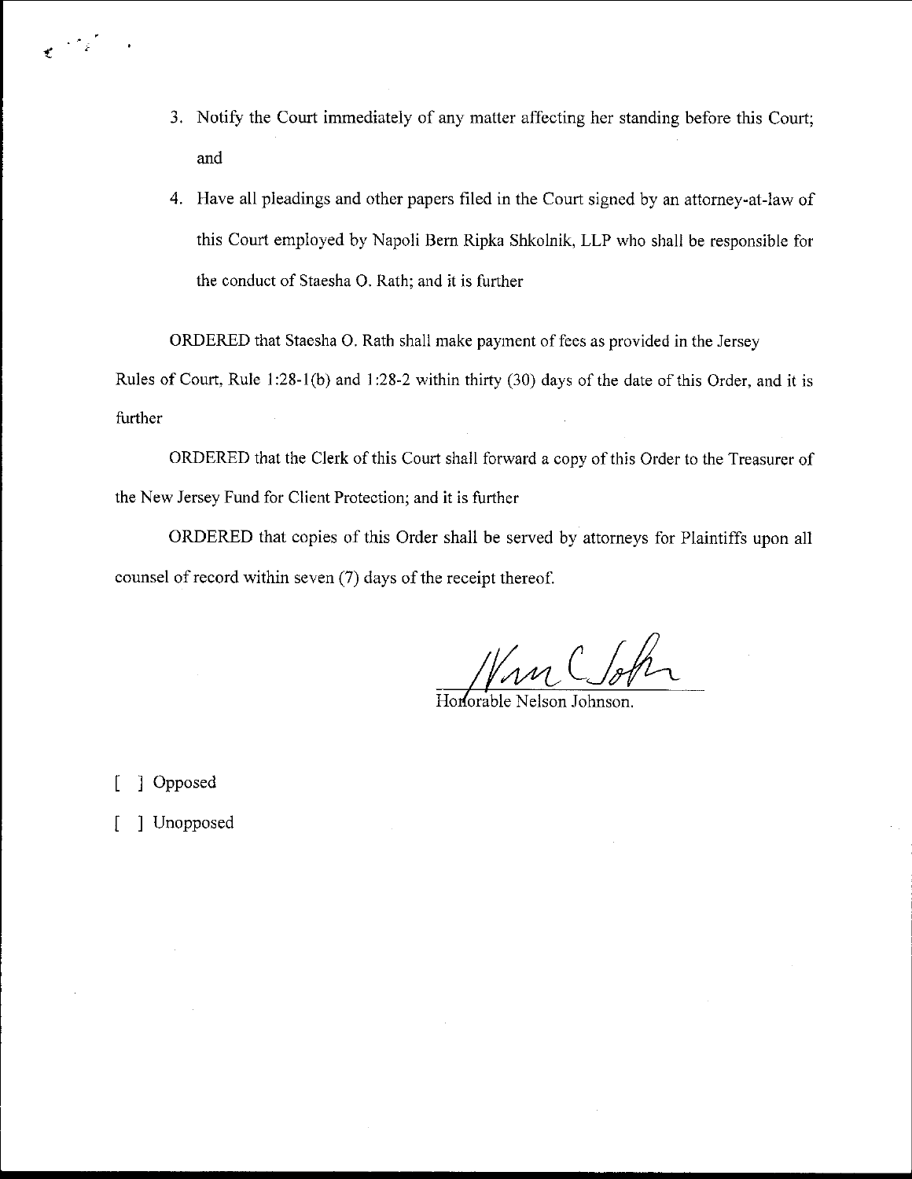3. Notify the Court immediately of any matter affecting her standing before this Court; and

4. Have all pleadings and other papers filed in the Court signed by an attorney-at-law of this Court employed by Napoli Bern Ripka Shkolnik, LLP who shall be responsible for the conduct of Staesha O. Rath; and it is further

ORDERED that Staesha O. Rath shall make payment of fees as provided in the Jersey Rules of Court, Rule 1:28-1(b) and 1:28-2 within thirty (30) days of the date of this Order, and it is further

ORDERED that the Clerk of this Court shall forward a copy of this Order to the Treasurer of the New Jersey Fund for Client Protection; and it is further

ORDERED that copies of this Order shall be served by attorneys for Plaintiffs upon all counsel of record within seven (7) days of the receipt thereof.

Honorable Nelson Johnson.

[ ] Opposed

[ ] Unopposed